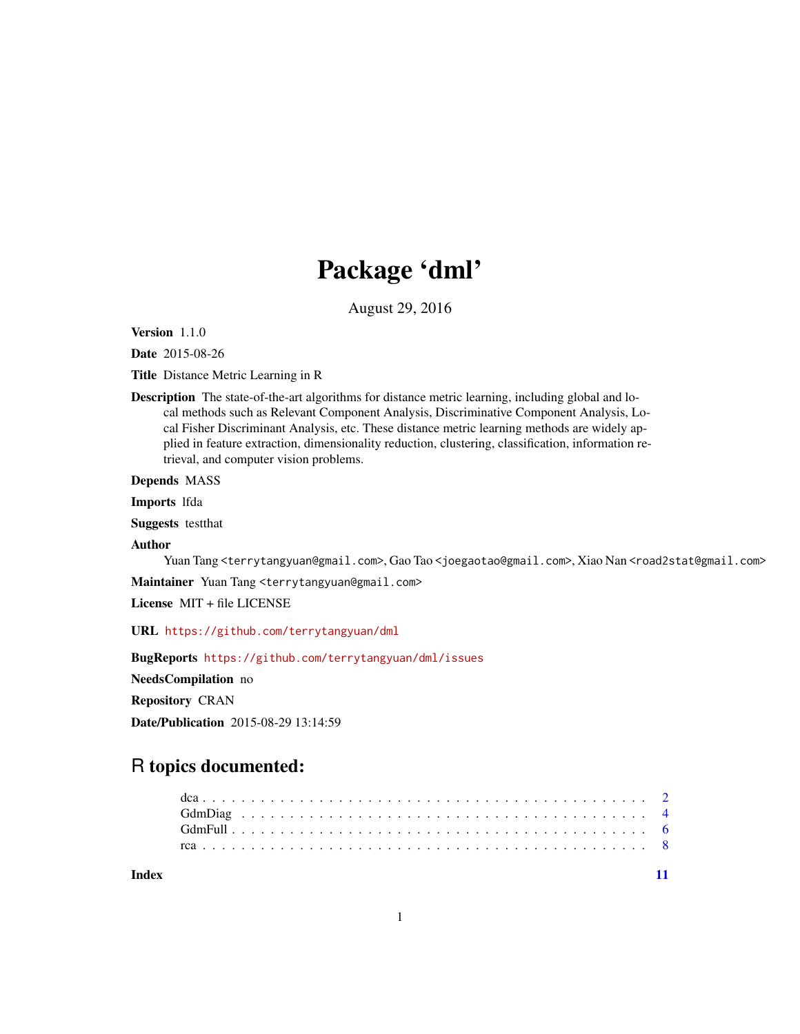# Package 'dml'

August 29, 2016

**Version** 1.1.0

**Date** 2015-08-26

**Title** Distance Metric Learning in R

**Description** The state-of-the-art algorithms for distance metric learning, including global and local methods such as Relevant Component Analysis, Discriminative Component Analysis, Local Fisher Discriminant Analysis, etc. These distance metric learning methods are widely applied in feature extraction, dimensionality reduction, clustering, classification, information retrieval, and computer vision problems.

**Depends** MASS

**Imports** lfda

**Suggests** testthat

**Author** Yuan Tang <terrytangyuan@gmail.com>, Gao Tao <joegaotao@gmail.com>, Xiao Nan <road2stat@gmail.com>

**Maintainer** Yuan Tang <terrytangyuan@gmail.com>

**License** MIT + file LICENSE

**URL** https://github.com/terrytangyuan/dml

**BugReports** https://github.com/terrytangyuan/dml/issues

**NeedsCompilation** no

**Repository** CRAN

**Date/Publication** 2015-08-29 13:14:59

## R topics documented:

- dca . . . . . . . . . . . . . . . . . . . . . . . . . . . . . . . . . . . . . . . . . . . . 2
- GdmDiag . . . . . . . . . . . . . . . . . . . . . . . . . . . . . . . . . . . . . . . . . . 4
- GdmFull . . . . . . . . . . . . . . . . . . . . . . . . . . . . . . . . . . . . . . . . . . 6
- rca . . . . . . . . . . . . . . . . . . . . . . . . . . . . . . . . . . . . . . . . . . . . 8

**Index** 11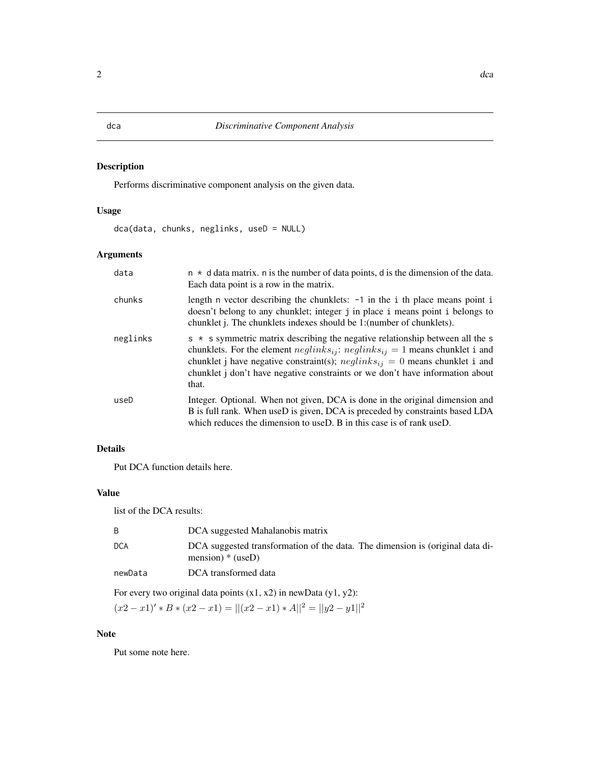## dca — *Discriminative Component Analysis*

### Description

Performs discriminative component analysis on the given data.

### Usage

```
dca(data, chunks, neglinks, useD = NULL)
```

### Arguments

| | |
|---|---|
| `data` | `n * d` data matrix. `n` is the number of data points, `d` is the dimension of the data. Each data point is a row in the matrix. |
| `chunks` | length `n` vector describing the chunklets: `-1` in the `i` th place means point `i` doesn't belong to any chunklet; integer `j` in place `i` means point `i` belongs to chunklet j. The chunklets indexes should be 1:(number of chunklets). |
| `neglinks` | `s * s` symmetric matrix describing the negative relationship between all the `s` chunklets. For the element $neglinks_{ij}$: $neglinks_{ij} = 1$ means chunklet `i` and chunklet j have negative constraint(s); $neglinks_{ij} = 0$ means chunklet `i` and chunklet j don't have negative constraints or we don't have information about that. |
| `useD` | Integer. Optional. When not given, DCA is done in the original dimension and B is full rank. When useD is given, DCA is preceded by constraints based LDA which reduces the dimension to useD. B in this case is of rank useD. |

### Details

Put DCA function details here.

### Value

list of the DCA results:

| | |
|---|---|
| `B` | DCA suggested Mahalanobis matrix |
| `DCA` | DCA suggested transformation of the data. The dimension is (original data dimension) * (useD) |
| `newData` | DCA transformed data |

For every two original data points (x1, x2) in newData (y1, y2):

$(x2 - x1)' * B * (x2 - x1) = ||(x2 - x1) * A||^2 = ||y2 - y1||^2$

### Note

Put some note here.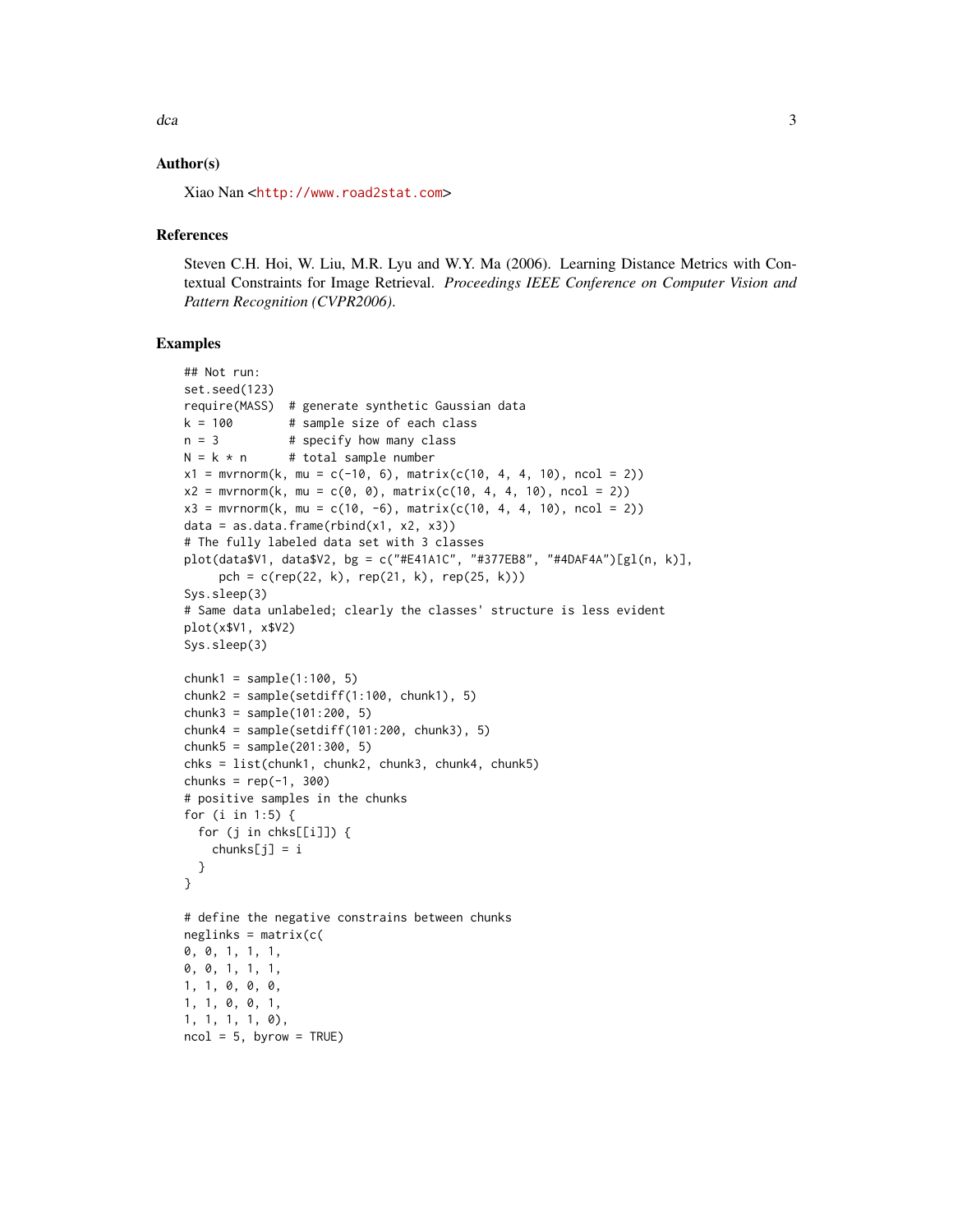## Author(s)

Xiao Nan <http://www.road2stat.com>

## References

Steven C.H. Hoi, W. Liu, M.R. Lyu and W.Y. Ma (2006). Learning Distance Metrics with Contextual Constraints for Image Retrieval. *Proceedings IEEE Conference on Computer Vision and Pattern Recognition (CVPR2006).*

## Examples

```
## Not run:
set.seed(123)
require(MASS)  # generate synthetic Gaussian data
k = 100        # sample size of each class
n = 3          # specify how many class
N = k * n      # total sample number
x1 = mvrnorm(k, mu = c(-10, 6), matrix(c(10, 4, 4, 10), ncol = 2))
x2 = mvrnorm(k, mu = c(0, 0), matrix(c(10, 4, 4, 10), ncol = 2))
x3 = mvrnorm(k, mu = c(10, -6), matrix(c(10, 4, 4, 10), ncol = 2))
data = as.data.frame(rbind(x1, x2, x3))
# The fully labeled data set with 3 classes
plot(data$V1, data$V2, bg = c("#E41A1C", "#377EB8", "#4DAF4A")[gl(n, k)],
     pch = c(rep(22, k), rep(21, k), rep(25, k)))
Sys.sleep(3)
# Same data unlabeled; clearly the classes' structure is less evident
plot(x$V1, x$V2)
Sys.sleep(3)

chunk1 = sample(1:100, 5)
chunk2 = sample(setdiff(1:100, chunk1), 5)
chunk3 = sample(101:200, 5)
chunk4 = sample(setdiff(101:200, chunk3), 5)
chunk5 = sample(201:300, 5)
chks = list(chunk1, chunk2, chunk3, chunk4, chunk5)
chunks = rep(-1, 300)
# positive samples in the chunks
for (i in 1:5) {
  for (j in chks[[i]]) {
    chunks[j] = i
  }
}

# define the negative constrains between chunks
neglinks = matrix(c(
0, 0, 1, 1, 1,
0, 0, 1, 1, 1,
1, 1, 0, 0, 0,
1, 1, 0, 0, 1,
1, 1, 1, 1, 0),
ncol = 5, byrow = TRUE)
```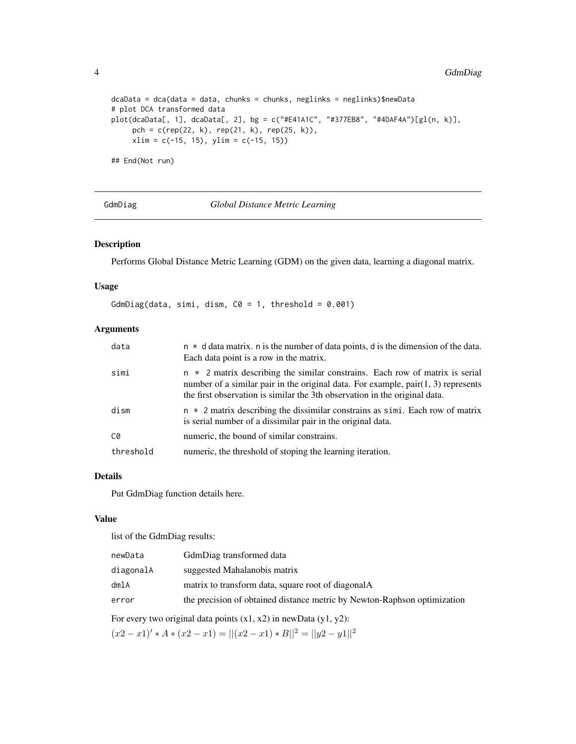```
dcaData = dca(data = data, chunks = chunks, neglinks = neglinks)$newData
# plot DCA transformed data
plot(dcaData[, 1], dcaData[, 2], bg = c("#E41A1C", "#377EB8", "#4DAF4A")[gl(n, k)],
     pch = c(rep(22, k), rep(21, k), rep(25, k)),
     xlim = c(-15, 15), ylim = c(-15, 15))

## End(Not run)
```

## GdmDiag — *Global Distance Metric Learning*

### Description

Performs Global Distance Metric Learning (GDM) on the given data, learning a diagonal matrix.

### Usage

```
GdmDiag(data, simi, dism, C0 = 1, threshold = 0.001)
```

### Arguments

| | |
|---|---|
| `data` | `n * d` data matrix. `n` is the number of data points, `d` is the dimension of the data. Each data point is a row in the matrix. |
| `simi` | `n * 2` matrix describing the similar constrains. Each row of matrix is serial number of a similar pair in the original data. For example, pair(1, 3) represents the first observation is similar the 3th observation in the original data. |
| `dism` | `n * 2` matrix describing the dissimilar constrains as `simi`. Each row of matrix is serial number of a dissimilar pair in the original data. |
| `C0` | numeric, the bound of similar constrains. |
| `threshold` | numeric, the threshold of stoping the learning iteration. |

### Details

Put GdmDiag function details here.

### Value

list of the GdmDiag results:

| | |
|---|---|
| `newData` | GdmDiag transformed data |
| `diagonalA` | suggested Mahalanobis matrix |
| `dmlA` | matrix to transform data, square root of diagonalA |
| `error` | the precision of obtained distance metric by Newton-Raphson optimization |

For every two original data points (x1, x2) in newData (y1, y2):

$(x2 - x1)' * A * (x2 - x1) = ||(x2 - x1) * B||^2 = ||y2 - y1||^2$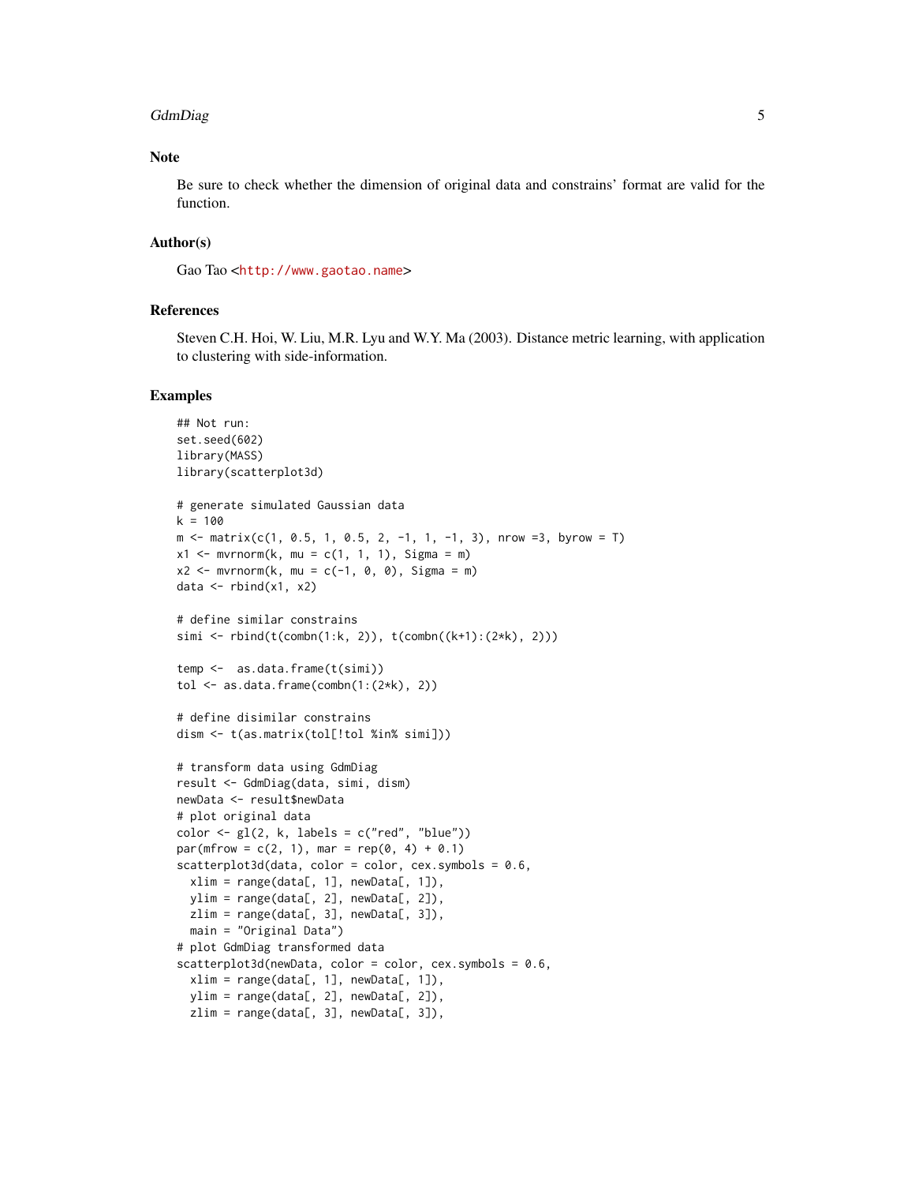## Note

Be sure to check whether the dimension of original data and constrains' format are valid for the function.

## Author(s)

Gao Tao <http://www.gaotao.name>

## References

Steven C.H. Hoi, W. Liu, M.R. Lyu and W.Y. Ma (2003). Distance metric learning, with application to clustering with side-information.

## Examples

```
## Not run:
set.seed(602)
library(MASS)
library(scatterplot3d)

# generate simulated Gaussian data
k = 100
m <- matrix(c(1, 0.5, 1, 0.5, 2, -1, 1, -1, 3), nrow =3, byrow = T)
x1 <- mvrnorm(k, mu = c(1, 1, 1), Sigma = m)
x2 <- mvrnorm(k, mu = c(-1, 0, 0), Sigma = m)
data <- rbind(x1, x2)

# define similar constrains
simi <- rbind(t(combn(1:k, 2)), t(combn((k+1):(2*k), 2)))

temp <-  as.data.frame(t(simi))
tol <- as.data.frame(combn(1:(2*k), 2))

# define disimilar constrains
dism <- t(as.matrix(tol[!tol %in% simi]))

# transform data using GdmDiag
result <- GdmDiag(data, simi, dism)
newData <- result$newData
# plot original data
color <- gl(2, k, labels = c("red", "blue"))
par(mfrow = c(2, 1), mar = rep(0, 4) + 0.1)
scatterplot3d(data, color = color, cex.symbols = 0.6,
  xlim = range(data[, 1], newData[, 1]),
  ylim = range(data[, 2], newData[, 2]),
  zlim = range(data[, 3], newData[, 3]),
  main = "Original Data")
# plot GdmDiag transformed data
scatterplot3d(newData, color = color, cex.symbols = 0.6,
  xlim = range(data[, 1], newData[, 1]),
  ylim = range(data[, 2], newData[, 2]),
  zlim = range(data[, 3], newData[, 3]),
```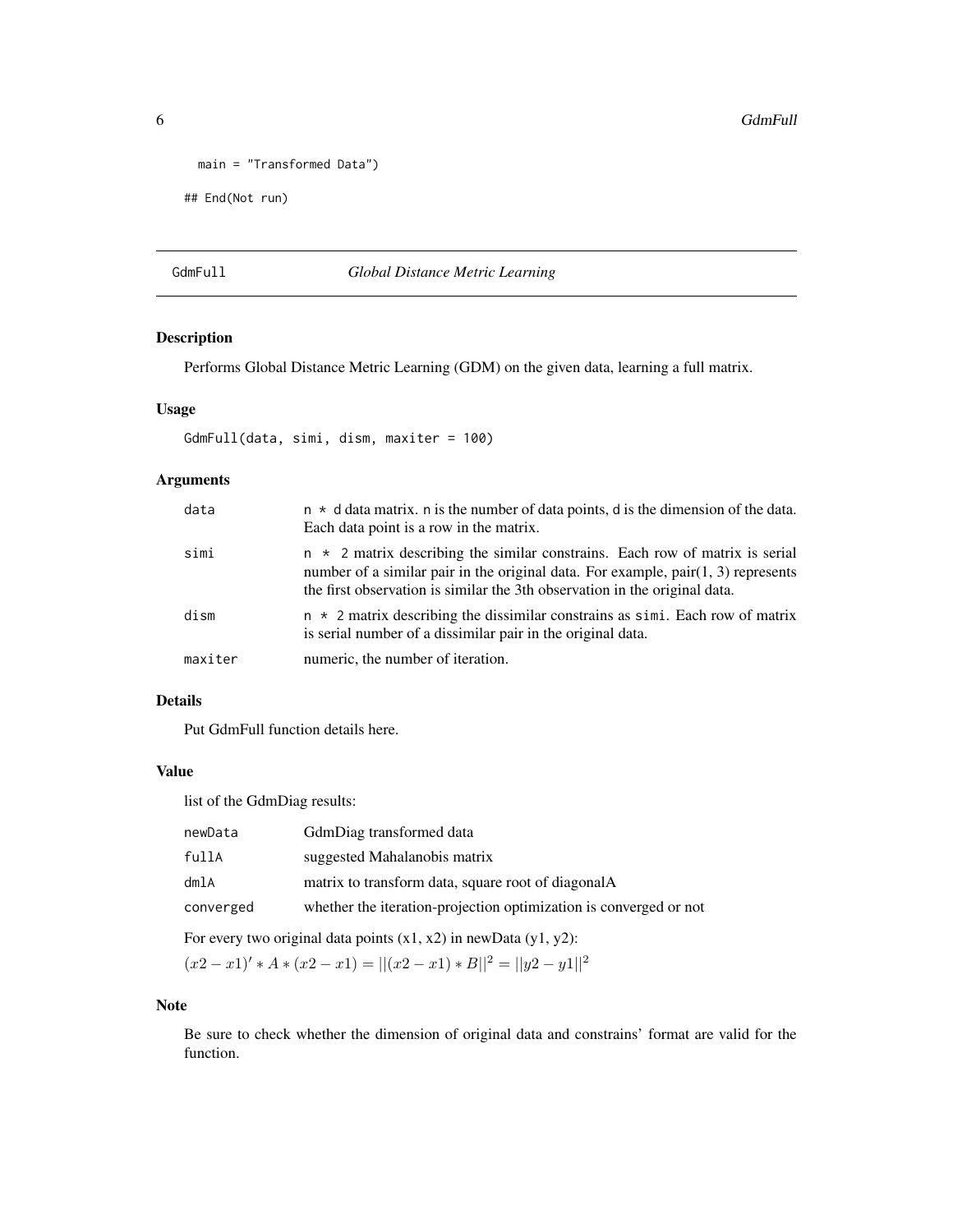```
  main = "Transformed Data")

## End(Not run)
```

## GdmFull *Global Distance Metric Learning*

### Description

Performs Global Distance Metric Learning (GDM) on the given data, learning a full matrix.

### Usage

```
GdmFull(data, simi, dism, maxiter = 100)
```

### Arguments

| | |
|---|---|
| data | n * d data matrix. n is the number of data points, d is the dimension of the data. Each data point is a row in the matrix. |
| simi | n * 2 matrix describing the similar constrains. Each row of matrix is serial number of a similar pair in the original data. For example, pair(1, 3) represents the first observation is similar the 3th observation in the original data. |
| dism | n * 2 matrix describing the dissimilar constrains as simi. Each row of matrix is serial number of a dissimilar pair in the original data. |
| maxiter | numeric, the number of iteration. |

### Details

Put GdmFull function details here.

### Value

list of the GdmDiag results:

| | |
|---|---|
| newData | GdmDiag transformed data |
| fullA | suggested Mahalanobis matrix |
| dmlA | matrix to transform data, square root of diagonalA |
| converged | whether the iteration-projection optimization is converged or not |

For every two original data points (x1, x2) in newData (y1, y2):

$(x2 - x1)' * A * (x2 - x1) = ||(x2 - x1) * B||^2 = ||y2 - y1||^2$

### Note

Be sure to check whether the dimension of original data and constrains' format are valid for the function.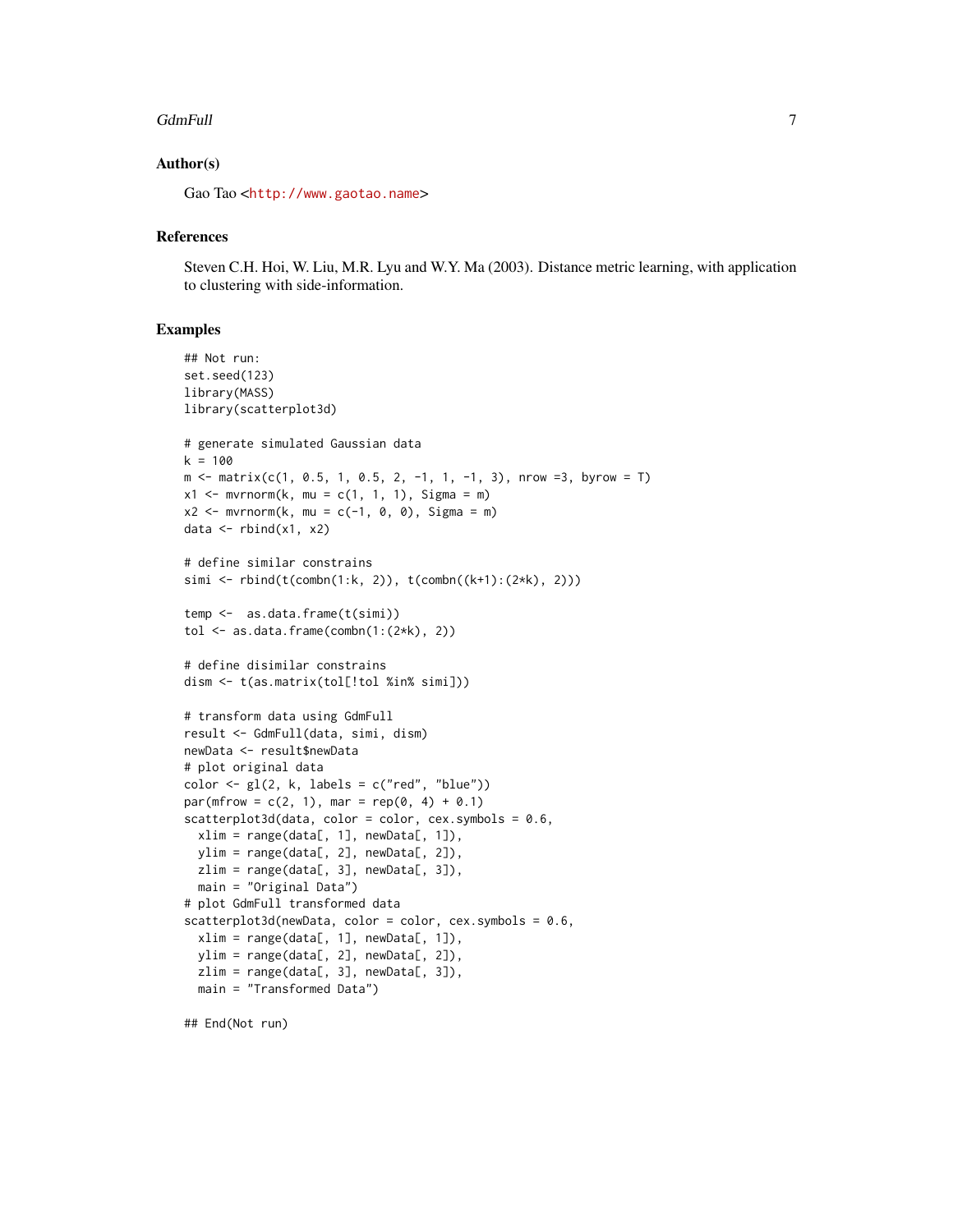## Author(s)

Gao Tao <http://www.gaotao.name>

## References

Steven C.H. Hoi, W. Liu, M.R. Lyu and W.Y. Ma (2003). Distance metric learning, with application to clustering with side-information.

## Examples

```
## Not run:
set.seed(123)
library(MASS)
library(scatterplot3d)

# generate simulated Gaussian data
k = 100
m <- matrix(c(1, 0.5, 1, 0.5, 2, -1, 1, -1, 3), nrow =3, byrow = T)
x1 <- mvrnorm(k, mu = c(1, 1, 1), Sigma = m)
x2 <- mvrnorm(k, mu = c(-1, 0, 0), Sigma = m)
data <- rbind(x1, x2)

# define similar constrains
simi <- rbind(t(combn(1:k, 2)), t(combn((k+1):(2*k), 2)))

temp <-  as.data.frame(t(simi))
tol <- as.data.frame(combn(1:(2*k), 2))

# define disimilar constrains
dism <- t(as.matrix(tol[!tol %in% simi]))

# transform data using GdmFull
result <- GdmFull(data, simi, dism)
newData <- result$newData
# plot original data
color <- gl(2, k, labels = c("red", "blue"))
par(mfrow = c(2, 1), mar = rep(0, 4) + 0.1)
scatterplot3d(data, color = color, cex.symbols = 0.6,
  xlim = range(data[, 1], newData[, 1]),
  ylim = range(data[, 2], newData[, 2]),
  zlim = range(data[, 3], newData[, 3]),
  main = "Original Data")
# plot GdmFull transformed data
scatterplot3d(newData, color = color, cex.symbols = 0.6,
  xlim = range(data[, 1], newData[, 1]),
  ylim = range(data[, 2], newData[, 2]),
  zlim = range(data[, 3], newData[, 3]),
  main = "Transformed Data")

## End(Not run)
```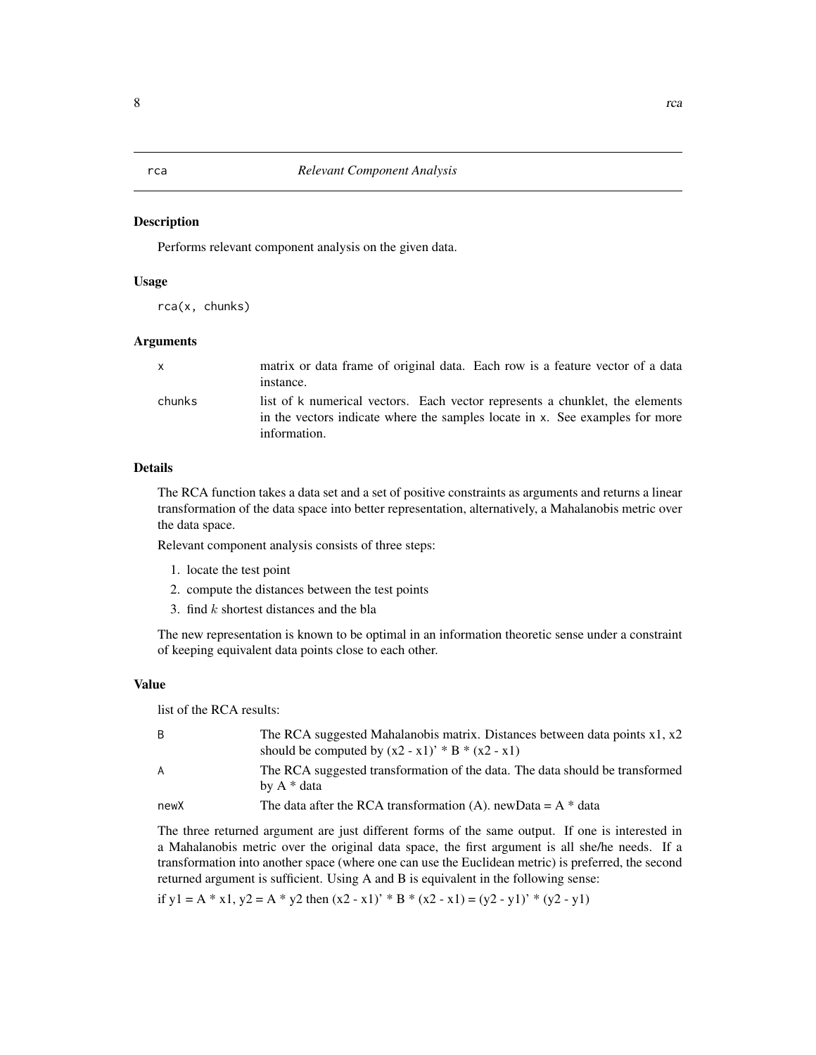rca *Relevant Component Analysis*

### Description

Performs relevant component analysis on the given data.

### Usage

```
rca(x, chunks)
```

### Arguments

| | |
|---|---|
| x | matrix or data frame of original data. Each row is a feature vector of a data instance. |
| chunks | list of k numerical vectors. Each vector represents a chunklet, the elements in the vectors indicate where the samples locate in x. See examples for more information. |

### Details

The RCA function takes a data set and a set of positive constraints as arguments and returns a linear transformation of the data space into better representation, alternatively, a Mahalanobis metric over the data space.

Relevant component analysis consists of three steps:

1. locate the test point
2. compute the distances between the test points
3. find $k$ shortest distances and the bla

The new representation is known to be optimal in an information theoretic sense under a constraint of keeping equivalent data points close to each other.

### Value

list of the RCA results:

| | |
|---|---|
| B | The RCA suggested Mahalanobis matrix. Distances between data points x1, x2 should be computed by (x2 - x1)' * B * (x2 - x1) |
| A | The RCA suggested transformation of the data. The data should be transformed by A * data |
| newX | The data after the RCA transformation (A). newData = A * data |

The three returned argument are just different forms of the same output. If one is interested in a Mahalanobis metric over the original data space, the first argument is all she/he needs. If a transformation into another space (where one can use the Euclidean metric) is preferred, the second returned argument is sufficient. Using A and B is equivalent in the following sense:

if y1 = A * x1, y2 = A * y2 then (x2 - x1)' * B * (x2 - x1) = (y2 - y1)' * (y2 - y1)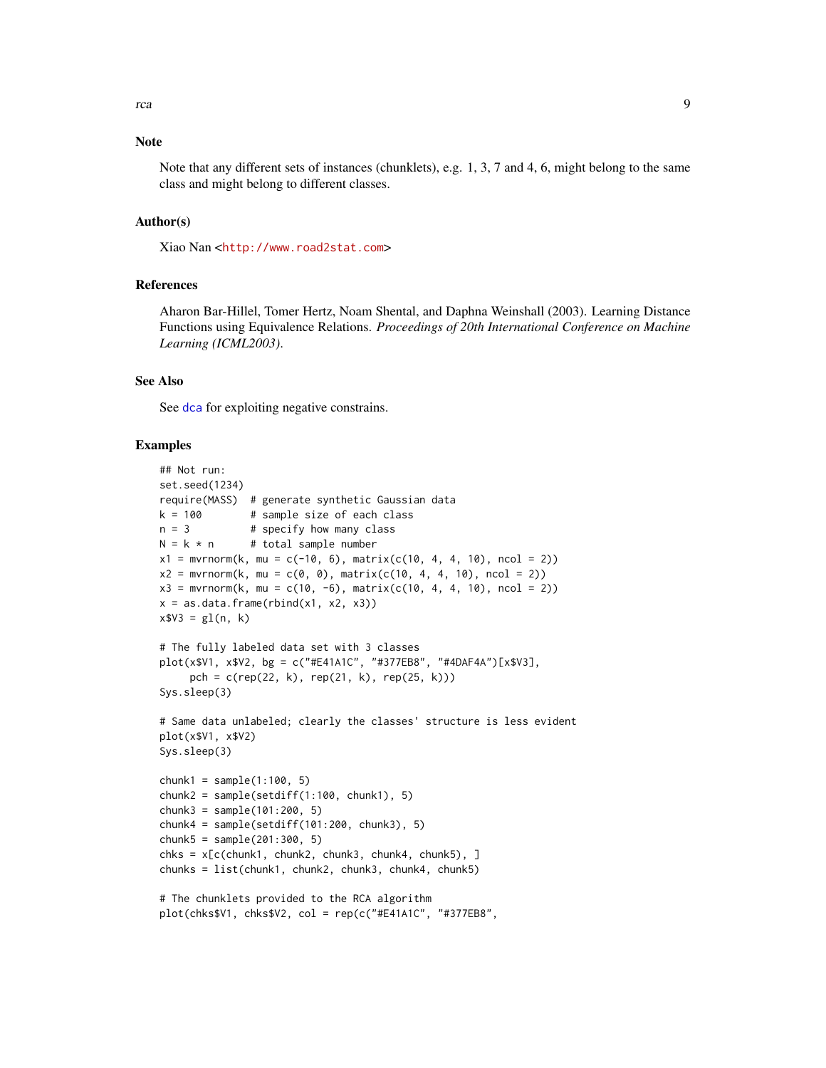## Note

Note that any different sets of instances (chunklets), e.g. 1, 3, 7 and 4, 6, might belong to the same class and might belong to different classes.

## Author(s)

Xiao Nan <http://www.road2stat.com>

## References

Aharon Bar-Hillel, Tomer Hertz, Noam Shental, and Daphna Weinshall (2003). Learning Distance Functions using Equivalence Relations. *Proceedings of 20th International Conference on Machine Learning (ICML2003)*.

## See Also

See dca for exploiting negative constrains.

## Examples

```
## Not run:
set.seed(1234)
require(MASS)  # generate synthetic Gaussian data
k = 100        # sample size of each class
n = 3          # specify how many class
N = k * n      # total sample number
x1 = mvrnorm(k, mu = c(-10, 6), matrix(c(10, 4, 4, 10), ncol = 2))
x2 = mvrnorm(k, mu = c(0, 0), matrix(c(10, 4, 4, 10), ncol = 2))
x3 = mvrnorm(k, mu = c(10, -6), matrix(c(10, 4, 4, 10), ncol = 2))
x = as.data.frame(rbind(x1, x2, x3))
x$V3 = gl(n, k)

# The fully labeled data set with 3 classes
plot(x$V1, x$V2, bg = c("#E41A1C", "#377EB8", "#4DAF4A")[x$V3],
     pch = c(rep(22, k), rep(21, k), rep(25, k)))
Sys.sleep(3)

# Same data unlabeled; clearly the classes' structure is less evident
plot(x$V1, x$V2)
Sys.sleep(3)

chunk1 = sample(1:100, 5)
chunk2 = sample(setdiff(1:100, chunk1), 5)
chunk3 = sample(101:200, 5)
chunk4 = sample(setdiff(101:200, chunk3), 5)
chunk5 = sample(201:300, 5)
chks = x[c(chunk1, chunk2, chunk3, chunk4, chunk5), ]
chunks = list(chunk1, chunk2, chunk3, chunk4, chunk5)

# The chunklets provided to the RCA algorithm
plot(chks$V1, chks$V2, col = rep(c("#E41A1C", "#377EB8",
```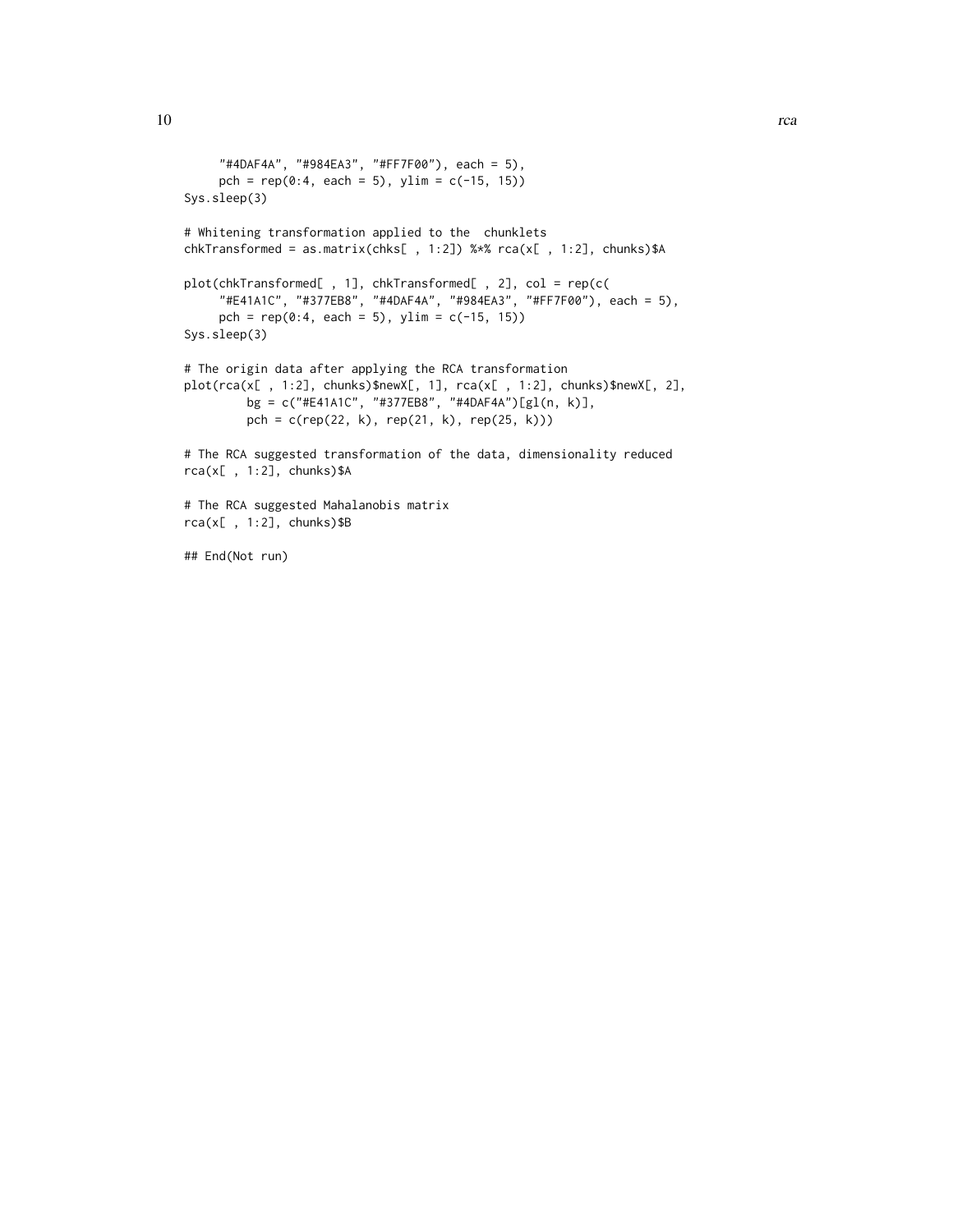```
     "#4DAF4A", "#984EA3", "#FF7F00"), each = 5),
     pch = rep(0:4, each = 5), ylim = c(-15, 15))
Sys.sleep(3)

# Whitening transformation applied to the  chunklets
chkTransformed = as.matrix(chks[ , 1:2]) %*% rca(x[ , 1:2], chunks)$A

plot(chkTransformed[ , 1], chkTransformed[ , 2], col = rep(c(
     "#E41A1C", "#377EB8", "#4DAF4A", "#984EA3", "#FF7F00"), each = 5),
     pch = rep(0:4, each = 5), ylim = c(-15, 15))
Sys.sleep(3)

# The origin data after applying the RCA transformation
plot(rca(x[ , 1:2], chunks)$newX[, 1], rca(x[ , 1:2], chunks)$newX[, 2],
        bg = c("#E41A1C", "#377EB8", "#4DAF4A")[gl(n, k)],
        pch = c(rep(22, k), rep(21, k), rep(25, k)))

# The RCA suggested transformation of the data, dimensionality reduced
rca(x[ , 1:2], chunks)$A

# The RCA suggested Mahalanobis matrix
rca(x[ , 1:2], chunks)$B

## End(Not run)
```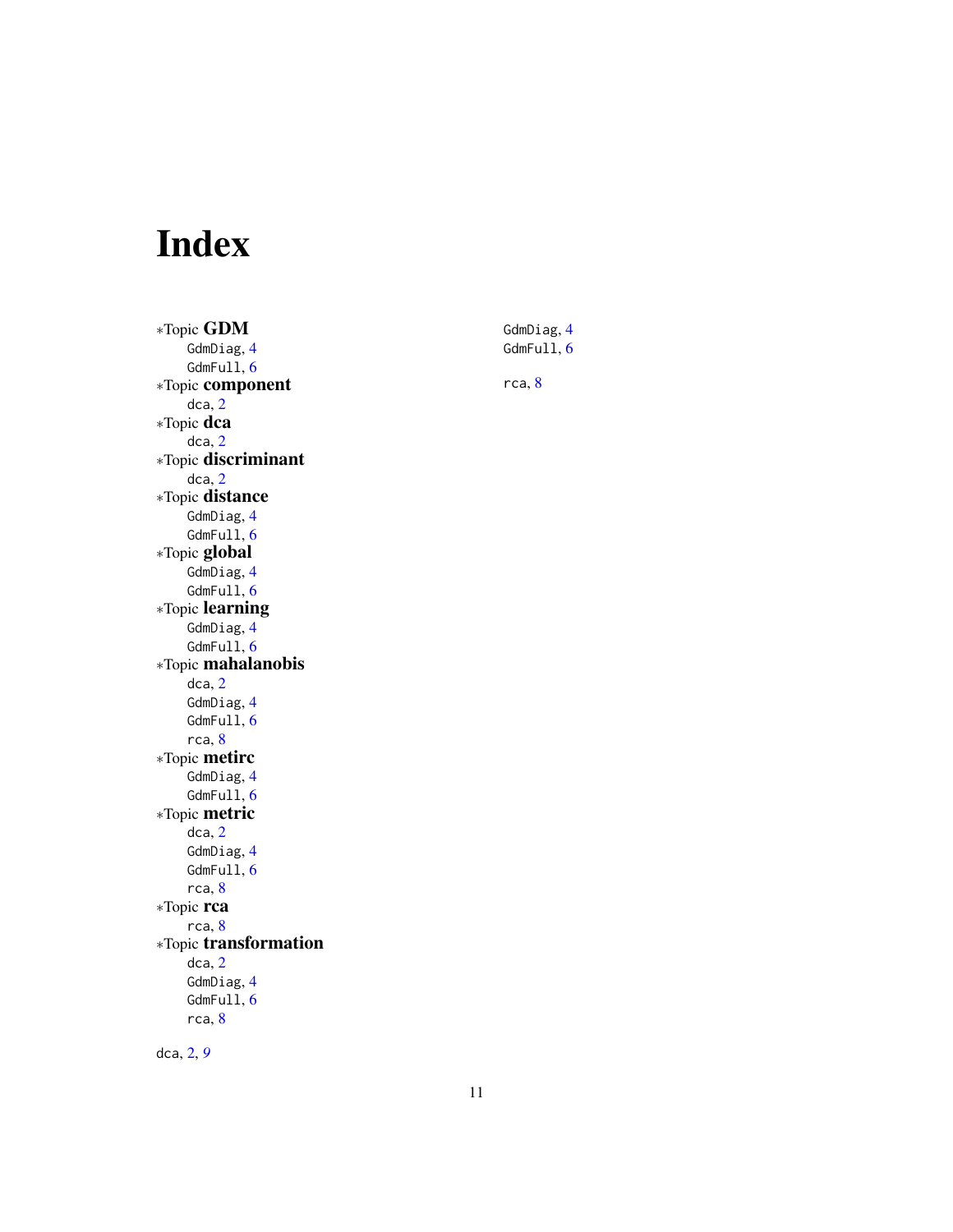# Index

∗Topic **GDM**
    GdmDiag, 4
    GdmFull, 6
∗Topic **component**
    dca, 2
∗Topic **dca**
    dca, 2
∗Topic **discriminant**
    dca, 2
∗Topic **distance**
    GdmDiag, 4
    GdmFull, 6
∗Topic **global**
    GdmDiag, 4
    GdmFull, 6
∗Topic **learning**
    GdmDiag, 4
    GdmFull, 6
∗Topic **mahalanobis**
    dca, 2
    GdmDiag, 4
    GdmFull, 6
    rca, 8
∗Topic **metirc**
    GdmDiag, 4
    GdmFull, 6
∗Topic **metric**
    dca, 2
    GdmDiag, 4
    GdmFull, 6
    rca, 8
∗Topic **rca**
    rca, 8
∗Topic **transformation**
    dca, 2
    GdmDiag, 4
    GdmFull, 6
    rca, 8

dca, 2, *9*

GdmDiag, 4
GdmFull, 6

rca, 8